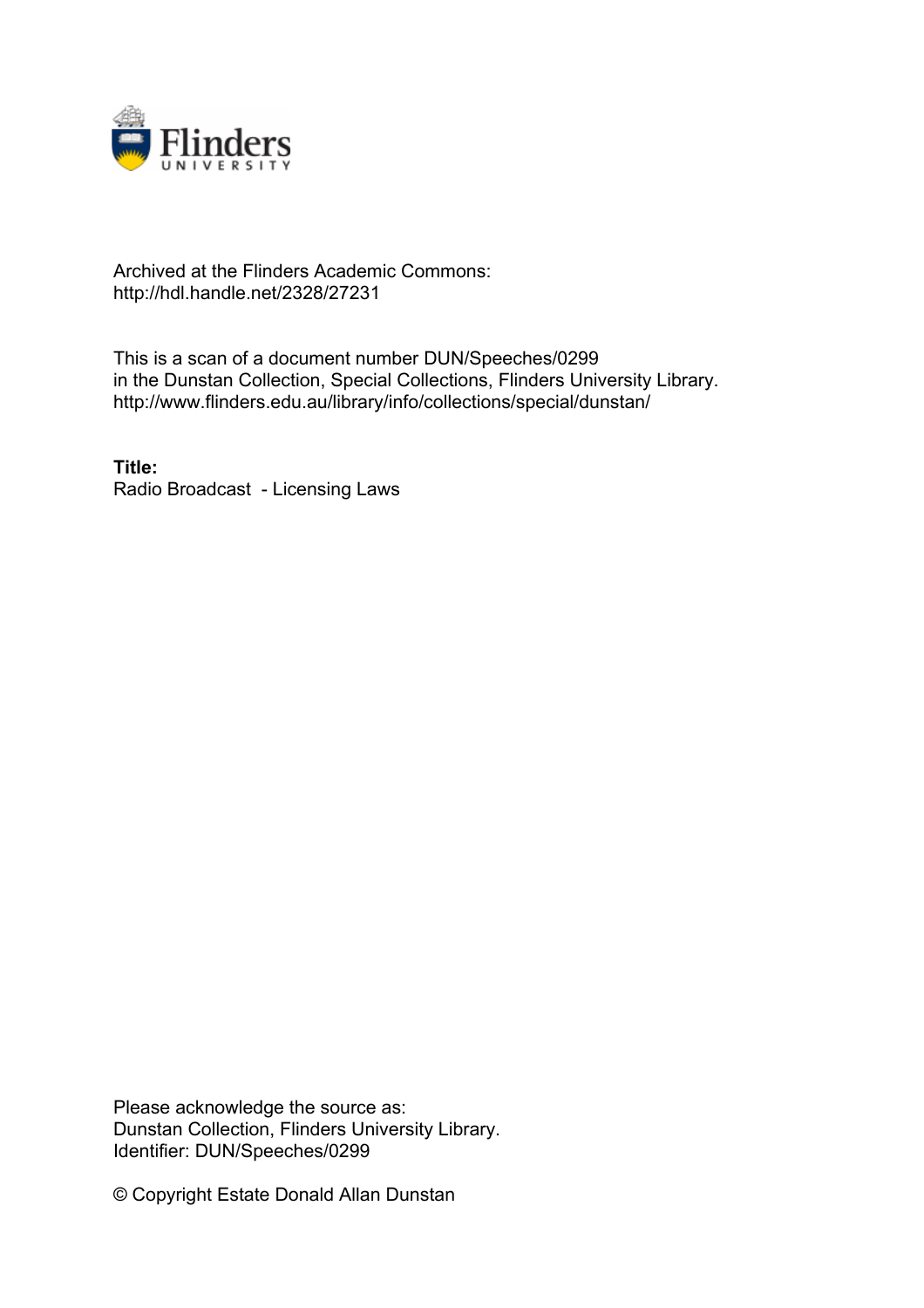Archived at the Flinders Academic Commons:
http://hdl.handle.net/2328/27231

This is a scan of a document number DUN/Speeches/0299 in the Dunstan Collection, Special Collections, Flinders University Library.
http://www.flinders.edu.au/library/info/collections/special/dunstan/

**Title:**
Radio Broadcast - Licensing Laws

Please acknowledge the source as:
Dunstan Collection, Flinders University Library.
Identifier: DUN/Speeches/0299

© Copyright Estate Donald Allan Dunstan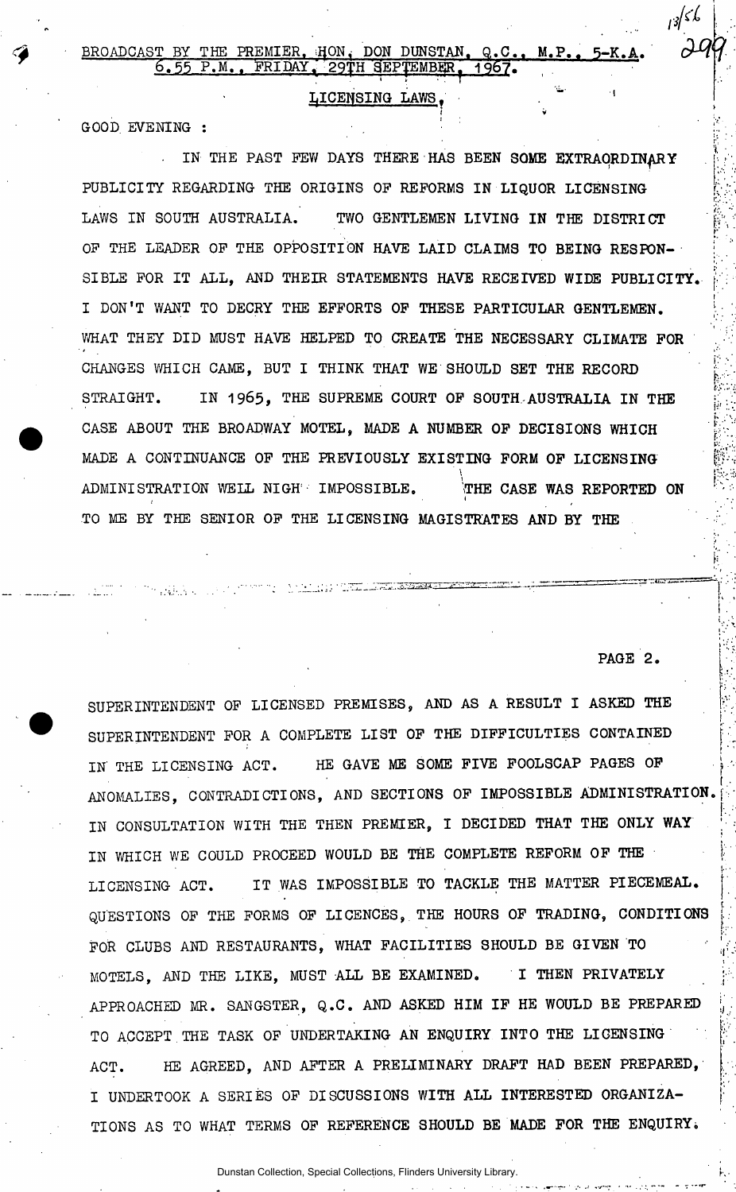BROADCAST BY THE PREMIER, HON. DON DUNSTAN, Q.C., M.P., 5-K.A.
6.55 P.M., FRIDAY, 29TH SEPTEMBER, 1967.

LICENSING LAWS.

GOOD EVENING :

IN THE PAST FEW DAYS THERE HAS BEEN SOME EXTRAORDINARY PUBLICITY REGARDING THE ORIGINS OF REFORMS IN LIQUOR LICENSING LAWS IN SOUTH AUSTRALIA. TWO GENTLEMEN LIVING IN THE DISTRICT OF THE LEADER OF THE OPPOSITION HAVE LAID CLAIMS TO BEING RESPONSIBLE FOR IT ALL, AND THEIR STATEMENTS HAVE RECEIVED WIDE PUBLICITY. I DON'T WANT TO DECRY THE EFFORTS OF THESE PARTICULAR GENTLEMEN. WHAT THEY DID MUST HAVE HELPED TO CREATE THE NECESSARY CLIMATE FOR CHANGES WHICH CAME, BUT I THINK THAT WE SHOULD SET THE RECORD STRAIGHT. IN 1965, THE SUPREME COURT OF SOUTH AUSTRALIA IN THE CASE ABOUT THE BROADWAY MOTEL, MADE A NUMBER OF DECISIONS WHICH MADE A CONTINUANCE OF THE PREVIOUSLY EXISTING FORM OF LICENSING ADMINISTRATION WELL NIGH IMPOSSIBLE. THE CASE WAS REPORTED ON TO ME BY THE SENIOR OF THE LICENSING MAGISTRATES AND BY THE SUPERINTENDENT OF LICENSED PREMISES, AND AS A RESULT I ASKED THE SUPERINTENDENT FOR A COMPLETE LIST OF THE DIFFICULTIES CONTAINED IN THE LICENSING ACT. HE GAVE ME SOME FIVE FOOLSCAP PAGES OF ANOMALIES, CONTRADICTIONS, AND SECTIONS OF IMPOSSIBLE ADMINISTRATION. IN CONSULTATION WITH THE THEN PREMIER, I DECIDED THAT THE ONLY WAY IN WHICH WE COULD PROCEED WOULD BE THE COMPLETE REFORM OF THE LICENSING ACT. IT WAS IMPOSSIBLE TO TACKLE THE MATTER PIECEMEAL. QUESTIONS OF THE FORMS OF LICENCES, THE HOURS OF TRADING, CONDITIONS FOR CLUBS AND RESTAURANTS, WHAT FACILITIES SHOULD BE GIVEN TO MOTELS, AND THE LIKE, MUST ALL BE EXAMINED. I THEN PRIVATELY APPROACHED MR. SANGSTER, Q.C. AND ASKED HIM IF HE WOULD BE PREPARED TO ACCEPT THE TASK OF UNDERTAKING AN ENQUIRY INTO THE LICENSING ACT. HE AGREED, AND AFTER A PRELIMINARY DRAFT HAD BEEN PREPARED, I UNDERTOOK A SERIES OF DISCUSSIONS WITH ALL INTERESTED ORGANIZATIONS AS TO WHAT TERMS OF REFERENCE SHOULD BE MADE FOR THE ENQUIRY.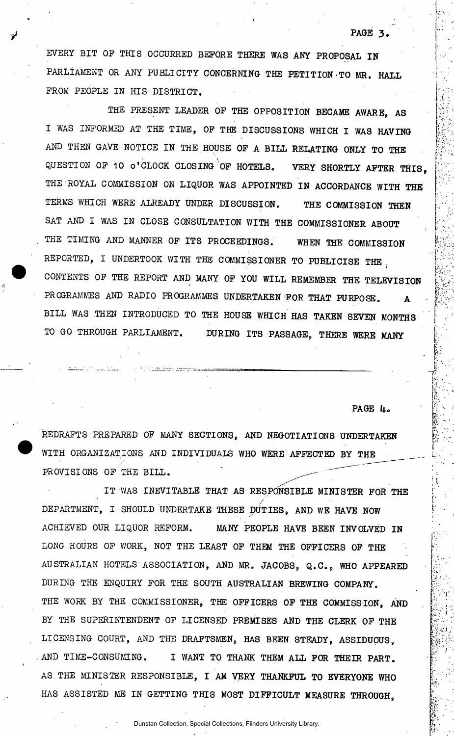EVERY BIT OF THIS OCCURRED BEFORE THERE WAS ANY PROPOSAL IN PARLIAMENT OR ANY PUBLICITY CONCERNING THE PETITION TO MR. HALL FROM PEOPLE IN HIS DISTRICT.

THE PRESENT LEADER OF THE OPPOSITION BECAME AWARE, AS I WAS INFORMED AT THE TIME, OF THE DISCUSSIONS WHICH I WAS HAVING AND THEN GAVE NOTICE IN THE HOUSE OF A BILL RELATING ONLY TO THE QUESTION OF 10 o'CLOCK CLOSING OF HOTELS. VERY SHORTLY AFTER THIS, THE ROYAL COMMISSION ON LIQUOR WAS APPOINTED IN ACCORDANCE WITH THE TERMS WHICH WERE ALREADY UNDER DISCUSSION. THE COMMISSION THEN SAT AND I WAS IN CLOSE CONSULTATION WITH THE COMMISSIONER ABOUT THE TIMING AND MANNER OF ITS PROCEEDINGS. WHEN THE COMMISSION REPORTED, I UNDERTOOK WITH THE COMMISSIONER TO PUBLICISE THE CONTENTS OF THE REPORT AND MANY OF YOU WILL REMEMBER THE TELEVISION PROGRAMMES AND RADIO PROGRAMMES UNDERTAKEN FOR THAT PURPOSE. A BILL WAS THEN INTRODUCED TO THE HOUSE WHICH HAS TAKEN SEVEN MONTHS TO GO THROUGH PARLIAMENT. DURING ITS PASSAGE, THERE WERE MANY REDRAFTS PREPARED OF MANY SECTIONS, AND NEGOTIATIONS UNDERTAKEN WITH ORGANIZATIONS AND INDIVIDUALS WHO WERE AFFECTED BY THE PROVISIONS OF THE BILL.

IT WAS INEVITABLE THAT AS RESPONSIBLE MINISTER FOR THE DEPARTMENT, I SHOULD UNDERTAKE THESE DUTIES, AND WE HAVE NOW ACHIEVED OUR LIQUOR REFORM. MANY PEOPLE HAVE BEEN INVOLVED IN LONG HOURS OF WORK, NOT THE LEAST OF THEM THE OFFICERS OF THE AUSTRALIAN HOTELS ASSOCIATION, AND MR. JACOBS, Q.C., WHO APPEARED DURING THE ENQUIRY FOR THE SOUTH AUSTRALIAN BREWING COMPANY. THE WORK BY THE COMMISSIONER, THE OFFICERS OF THE COMMISSION, AND BY THE SUPERINTENDENT OF LICENSED PREMISES AND THE CLERK OF THE LICENSING COURT, AND THE DRAFTSMEN, HAS BEEN STEADY, ASSIDUOUS, AND TIME-CONSUMING. I WANT TO THANK THEM ALL FOR THEIR PART. AS THE MINISTER RESPONSIBLE, I AM VERY THANKFUL TO EVERYONE WHO HAS ASSISTED ME IN GETTING THIS MOST DIFFICULT MEASURE THROUGH,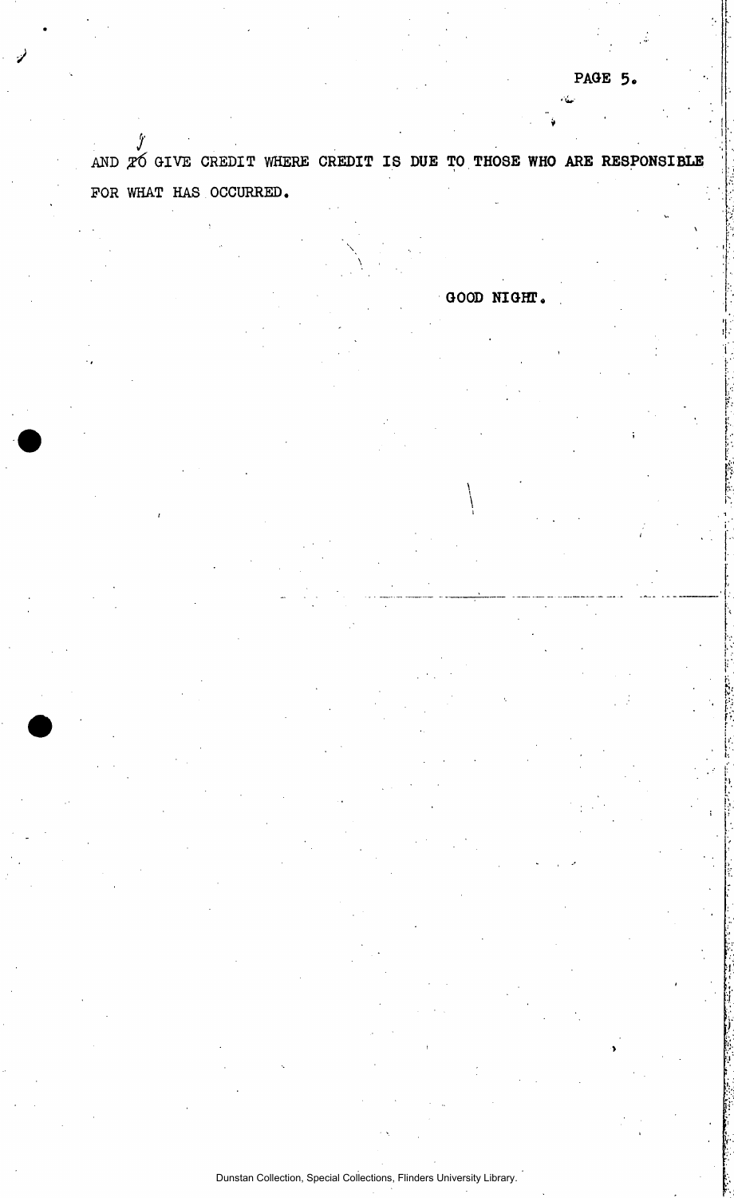AND TO GIVE CREDIT WHERE CREDIT IS DUE TO THOSE WHO ARE RESPONSIBLE FOR WHAT HAS OCCURRED.

GOOD NIGHT.

Dunstan Collection, Special Collections, Flinders University Library.